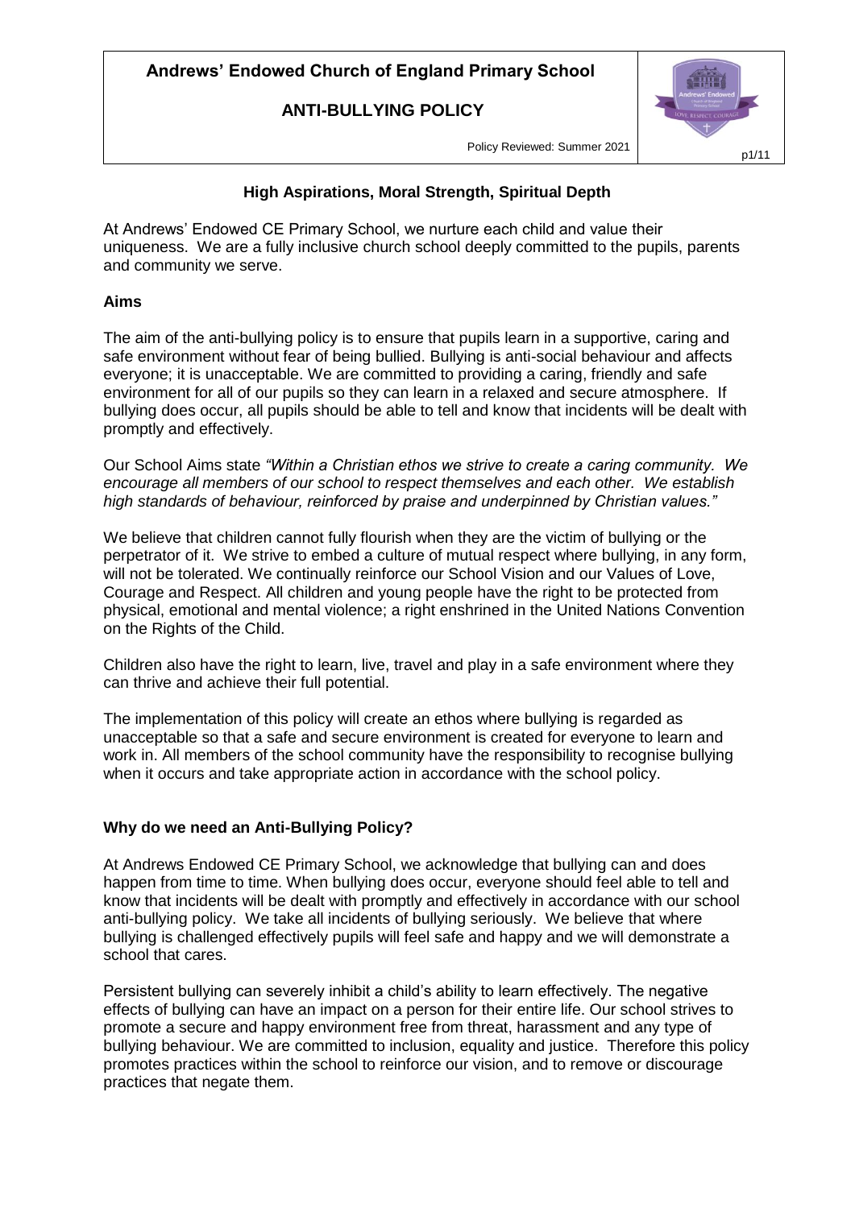# Andrews' Endowed Church of England Primary School

## ANTI-BULLYING POLICY

Policy Reviewed: Summer 2021

### High Aspirations, Moral Strength, Spiritual Depth

At Andrews' Endowed CE Primary School, we nurture each child and value their uniqueness. We are a fully inclusive church school deeply committed to the pupils, parents and community we serve.

### Aims

The aim of the anti-bullying policy is to ensure that pupils learn in a supportive, caring and safe environment without fear of being bullied. Bullying is anti-social behaviour and affects everyone; it is unacceptable. We are committed to providing a caring, friendly and safe environment for all of our pupils so they can learn in a relaxed and secure atmosphere. If bullying does occur, all pupils should be able to tell and know that incidents will be dealt with promptly and effectively.

Our School Aims state *"Within a Christian ethos we strive to create a caring community. We encourage all members of our school to respect themselves and each other. We establish high standards of behaviour, reinforced by praise and underpinned by Christian values."*

We believe that children cannot fully flourish when they are the victim of bullying or the perpetrator of it. We strive to embed a culture of mutual respect where bullying, in any form, will not be tolerated. We continually reinforce our School Vision and our Values of Love, Courage and Respect. All children and young people have the right to be protected from physical, emotional and mental violence; a right enshrined in the United Nations Convention on the Rights of the Child.

Children also have the right to learn, live, travel and play in a safe environment where they can thrive and achieve their full potential.

The implementation of this policy will create an ethos where bullying is regarded as unacceptable so that a safe and secure environment is created for everyone to learn and work in. All members of the school community have the responsibility to recognise bullying when it occurs and take appropriate action in accordance with the school policy.

### Why do we need an Anti-Bullying Policy?

At Andrews Endowed CE Primary School, we acknowledge that bullying can and does happen from time to time. When bullying does occur, everyone should feel able to tell and know that incidents will be dealt with promptly and effectively in accordance with our school anti-bullying policy. We take all incidents of bullying seriously. We believe that where bullying is challenged effectively pupils will feel safe and happy and we will demonstrate a school that cares.

Persistent bullying can severely inhibit a child's ability to learn effectively. The negative effects of bullying can have an impact on a person for their entire life. Our school strives to promote a secure and happy environment free from threat, harassment and any type of bullying behaviour. We are committed to inclusion, equality and justice. Therefore this policy promotes practices within the school to reinforce our vision, and to remove or discourage practices that negate them.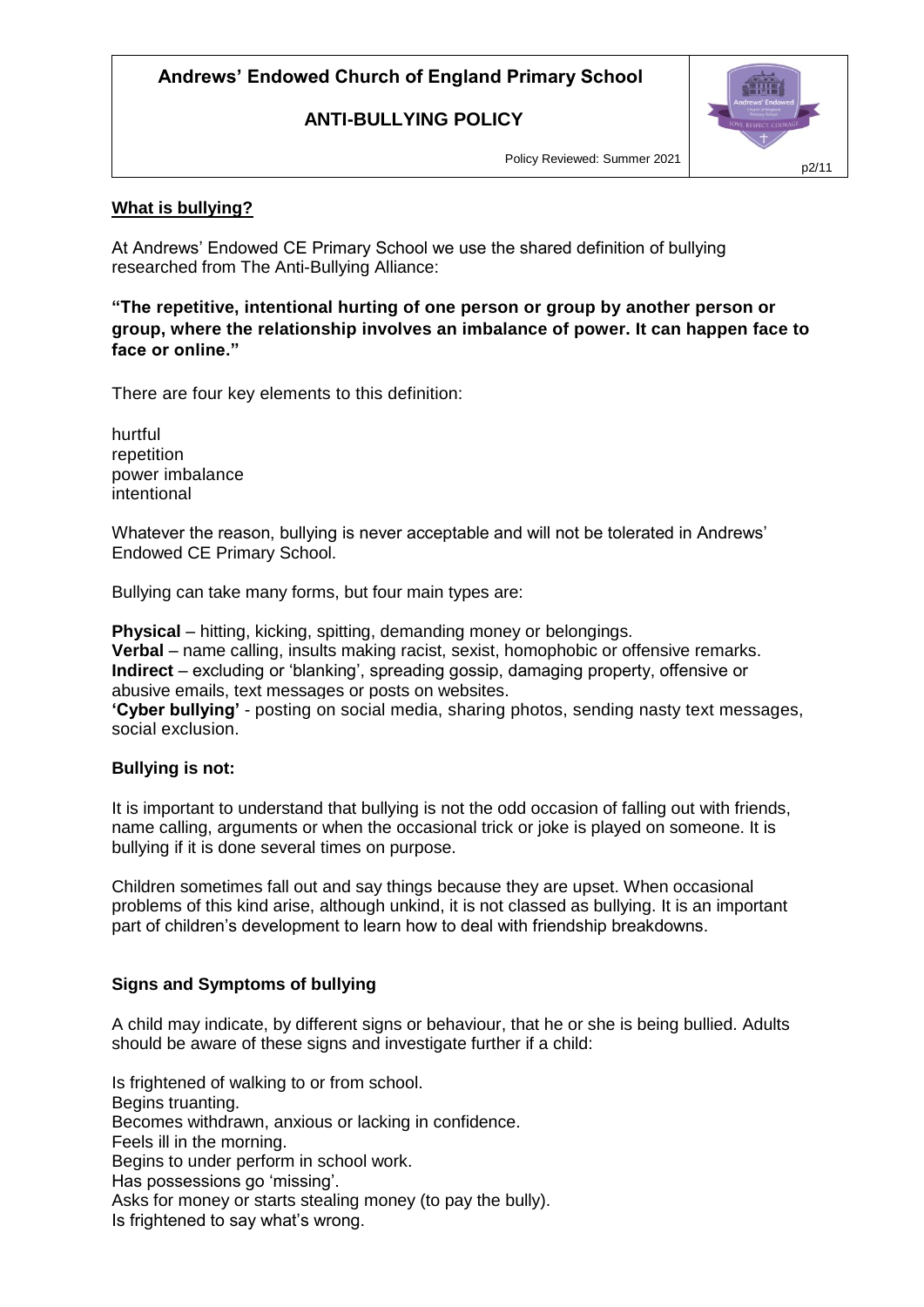## What is bullying?

At Andrews' Endowed CE Primary School we use the shared definition of bullying researched from The Anti-Bullying Alliance:

**"The repetitive, intentional hurting of one person or group by another person or group, where the relationship involves an imbalance of power. It can happen face to face or online."**

There are four key elements to this definition:

hurtful
repetition
power imbalance
intentional

Whatever the reason, bullying is never acceptable and will not be tolerated in Andrews' Endowed CE Primary School.

Bullying can take many forms, but four main types are:

**Physical** – hitting, kicking, spitting, demanding money or belongings.
**Verbal** – name calling, insults making racist, sexist, homophobic or offensive remarks.
**Indirect** – excluding or 'blanking', spreading gossip, damaging property, offensive or abusive emails, text messages or posts on websites.
**'Cyber bullying'** - posting on social media, sharing photos, sending nasty text messages, social exclusion.

### Bullying is not:

It is important to understand that bullying is not the odd occasion of falling out with friends, name calling, arguments or when the occasional trick or joke is played on someone. It is bullying if it is done several times on purpose.

Children sometimes fall out and say things because they are upset. When occasional problems of this kind arise, although unkind, it is not classed as bullying. It is an important part of children's development to learn how to deal with friendship breakdowns.

### Signs and Symptoms of bullying

A child may indicate, by different signs or behaviour, that he or she is being bullied. Adults should be aware of these signs and investigate further if a child:

Is frightened of walking to or from school.
Begins truanting.
Becomes withdrawn, anxious or lacking in confidence.
Feels ill in the morning.
Begins to under perform in school work.
Has possessions go 'missing'.
Asks for money or starts stealing money (to pay the bully).
Is frightened to say what's wrong.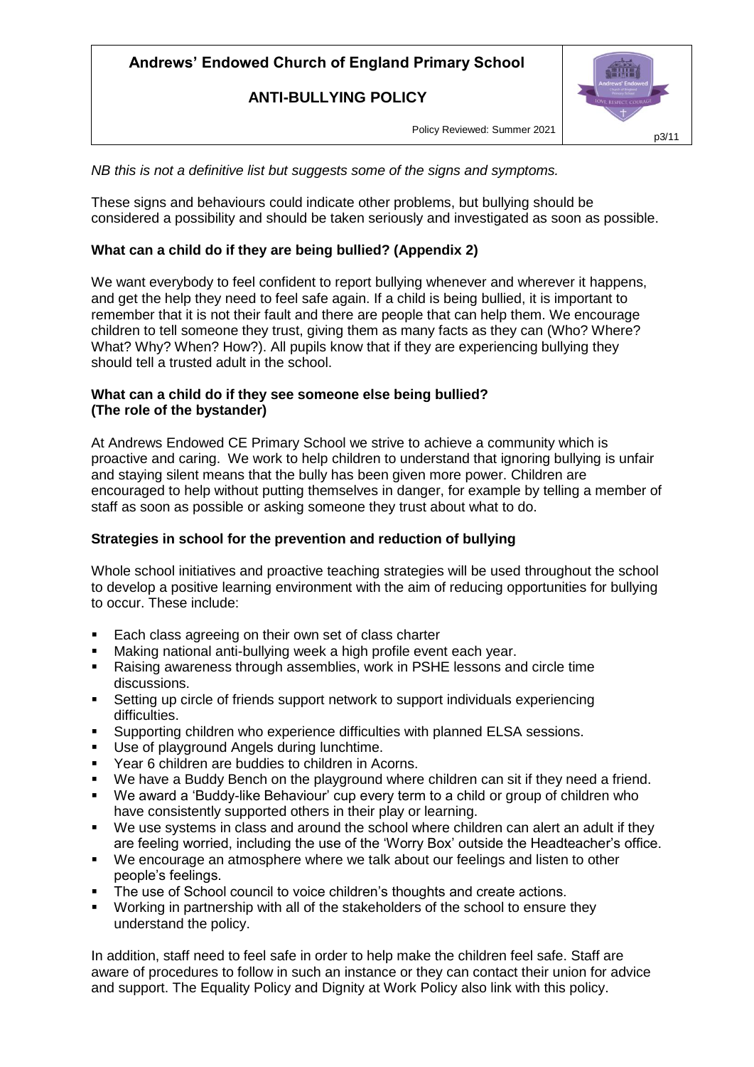*NB this is not a definitive list but suggests some of the signs and symptoms.*

These signs and behaviours could indicate other problems, but bullying should be considered a possibility and should be taken seriously and investigated as soon as possible.

**What can a child do if they are being bullied? (Appendix 2)**

We want everybody to feel confident to report bullying whenever and wherever it happens, and get the help they need to feel safe again. If a child is being bullied, it is important to remember that it is not their fault and there are people that can help them. We encourage children to tell someone they trust, giving them as many facts as they can (Who? Where? What? Why? When? How?). All pupils know that if they are experiencing bullying they should tell a trusted adult in the school.

**What can a child do if they see someone else being bullied? (The role of the bystander)**

At Andrews Endowed CE Primary School we strive to achieve a community which is proactive and caring. We work to help children to understand that ignoring bullying is unfair and staying silent means that the bully has been given more power. Children are encouraged to help without putting themselves in danger, for example by telling a member of staff as soon as possible or asking someone they trust about what to do.

**Strategies in school for the prevention and reduction of bullying**

Whole school initiatives and proactive teaching strategies will be used throughout the school to develop a positive learning environment with the aim of reducing opportunities for bullying to occur. These include:

- Each class agreeing on their own set of class charter
- Making national anti-bullying week a high profile event each year.
- Raising awareness through assemblies, work in PSHE lessons and circle time discussions.
- Setting up circle of friends support network to support individuals experiencing difficulties.
- Supporting children who experience difficulties with planned ELSA sessions.
- Use of playground Angels during lunchtime.
- Year 6 children are buddies to children in Acorns.
- We have a Buddy Bench on the playground where children can sit if they need a friend.
- We award a 'Buddy-like Behaviour' cup every term to a child or group of children who have consistently supported others in their play or learning.
- We use systems in class and around the school where children can alert an adult if they are feeling worried, including the use of the 'Worry Box' outside the Headteacher's office.
- We encourage an atmosphere where we talk about our feelings and listen to other people's feelings.
- The use of School council to voice children's thoughts and create actions.
- Working in partnership with all of the stakeholders of the school to ensure they understand the policy.

In addition, staff need to feel safe in order to help make the children feel safe. Staff are aware of procedures to follow in such an instance or they can contact their union for advice and support. The Equality Policy and Dignity at Work Policy also link with this policy.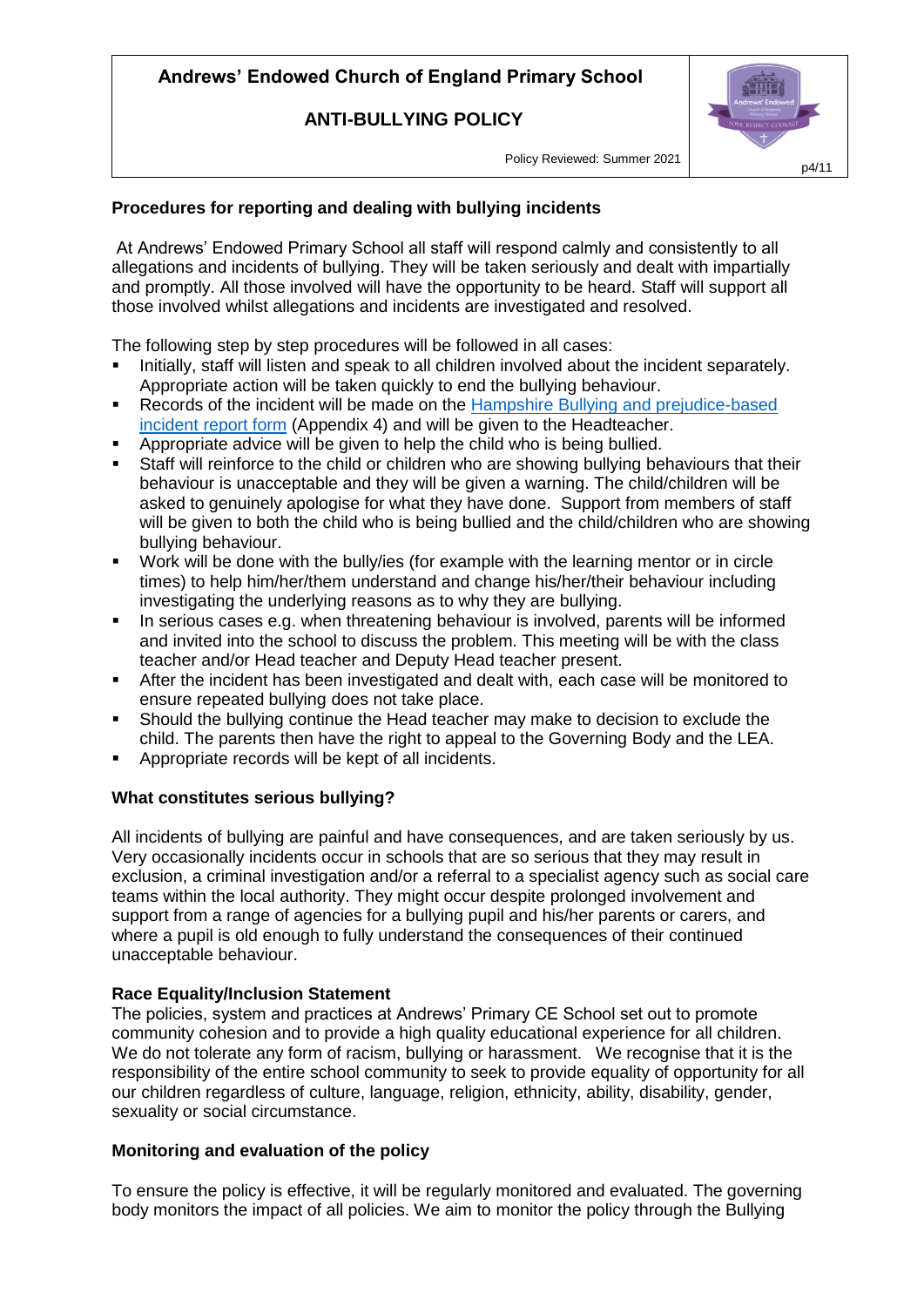## Procedures for reporting and dealing with bullying incidents

At Andrews' Endowed Primary School all staff will respond calmly and consistently to all allegations and incidents of bullying. They will be taken seriously and dealt with impartially and promptly. All those involved will have the opportunity to be heard. Staff will support all those involved whilst allegations and incidents are investigated and resolved.

The following step by step procedures will be followed in all cases:

- Initially, staff will listen and speak to all children involved about the incident separately. Appropriate action will be taken quickly to end the bullying behaviour.
- Records of the incident will be made on the Hampshire Bullying and prejudice-based incident report form (Appendix 4) and will be given to the Headteacher.
- Appropriate advice will be given to help the child who is being bullied.
- Staff will reinforce to the child or children who are showing bullying behaviours that their behaviour is unacceptable and they will be given a warning. The child/children will be asked to genuinely apologise for what they have done. Support from members of staff will be given to both the child who is being bullied and the child/children who are showing bullying behaviour.
- Work will be done with the bully/ies (for example with the learning mentor or in circle times) to help him/her/them understand and change his/her/their behaviour including investigating the underlying reasons as to why they are bullying.
- In serious cases e.g. when threatening behaviour is involved, parents will be informed and invited into the school to discuss the problem. This meeting will be with the class teacher and/or Head teacher and Deputy Head teacher present.
- After the incident has been investigated and dealt with, each case will be monitored to ensure repeated bullying does not take place.
- Should the bullying continue the Head teacher may make to decision to exclude the child. The parents then have the right to appeal to the Governing Body and the LEA.
- Appropriate records will be kept of all incidents.

## What constitutes serious bullying?

All incidents of bullying are painful and have consequences, and are taken seriously by us. Very occasionally incidents occur in schools that are so serious that they may result in exclusion, a criminal investigation and/or a referral to a specialist agency such as social care teams within the local authority. They might occur despite prolonged involvement and support from a range of agencies for a bullying pupil and his/her parents or carers, and where a pupil is old enough to fully understand the consequences of their continued unacceptable behaviour.

## Race Equality/Inclusion Statement

The policies, system and practices at Andrews' Primary CE School set out to promote community cohesion and to provide a high quality educational experience for all children. We do not tolerate any form of racism, bullying or harassment. We recognise that it is the responsibility of the entire school community to seek to provide equality of opportunity for all our children regardless of culture, language, religion, ethnicity, ability, disability, gender, sexuality or social circumstance.

## Monitoring and evaluation of the policy

To ensure the policy is effective, it will be regularly monitored and evaluated. The governing body monitors the impact of all policies. We aim to monitor the policy through the Bullying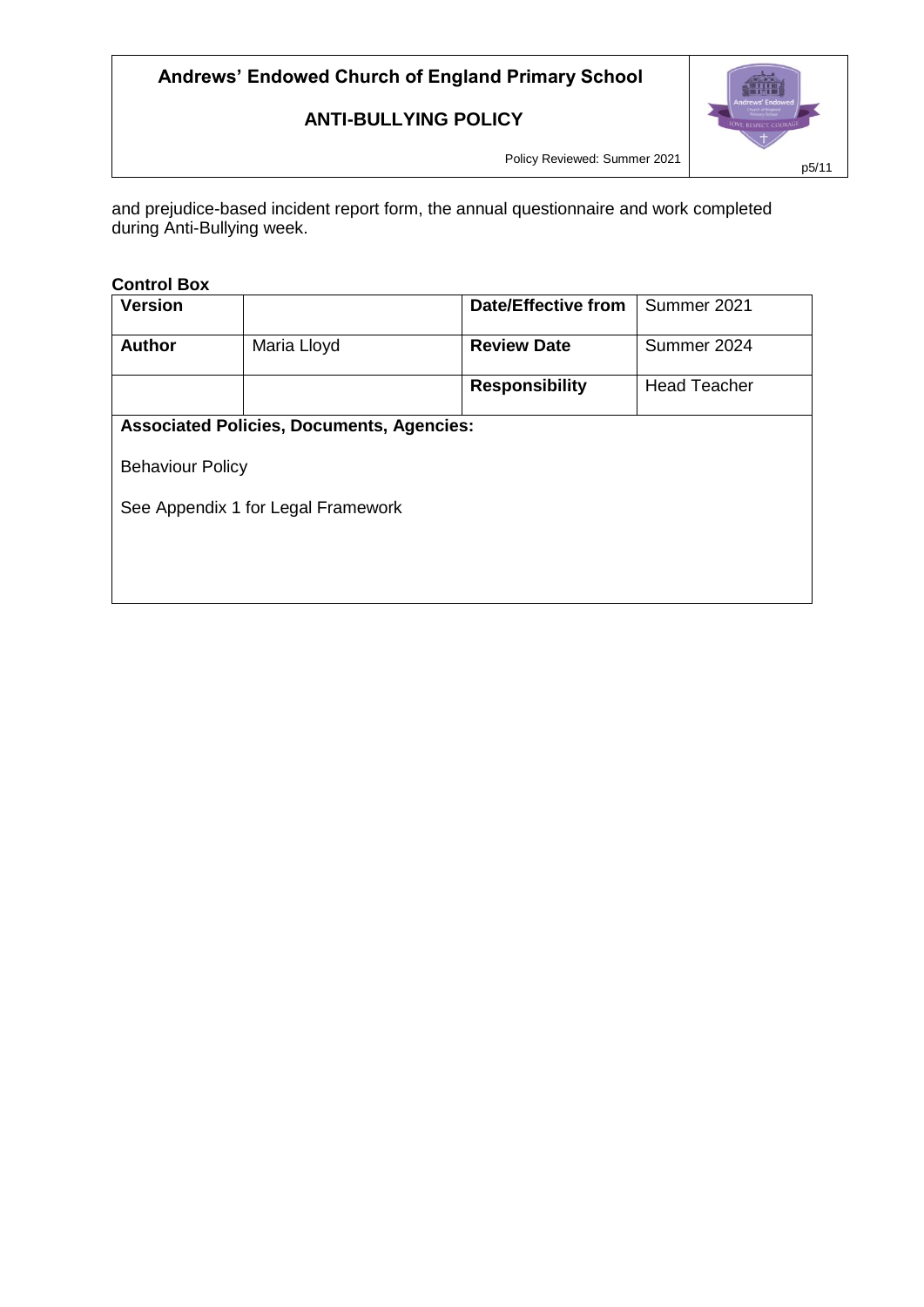and prejudice-based incident report form, the annual questionnaire and work completed during Anti-Bullying week.

**Control Box**

| **Version** | | **Date/Effective from** | Summer 2021 |
| --- | --- | --- | --- |
| **Author** | Maria Lloyd | **Review Date** | Summer 2024 |
| | | **Responsibility** | Head Teacher |
| **Associated Policies, Documents, Agencies:**<br><br>Behaviour Policy<br><br>See Appendix 1 for Legal Framework | | | |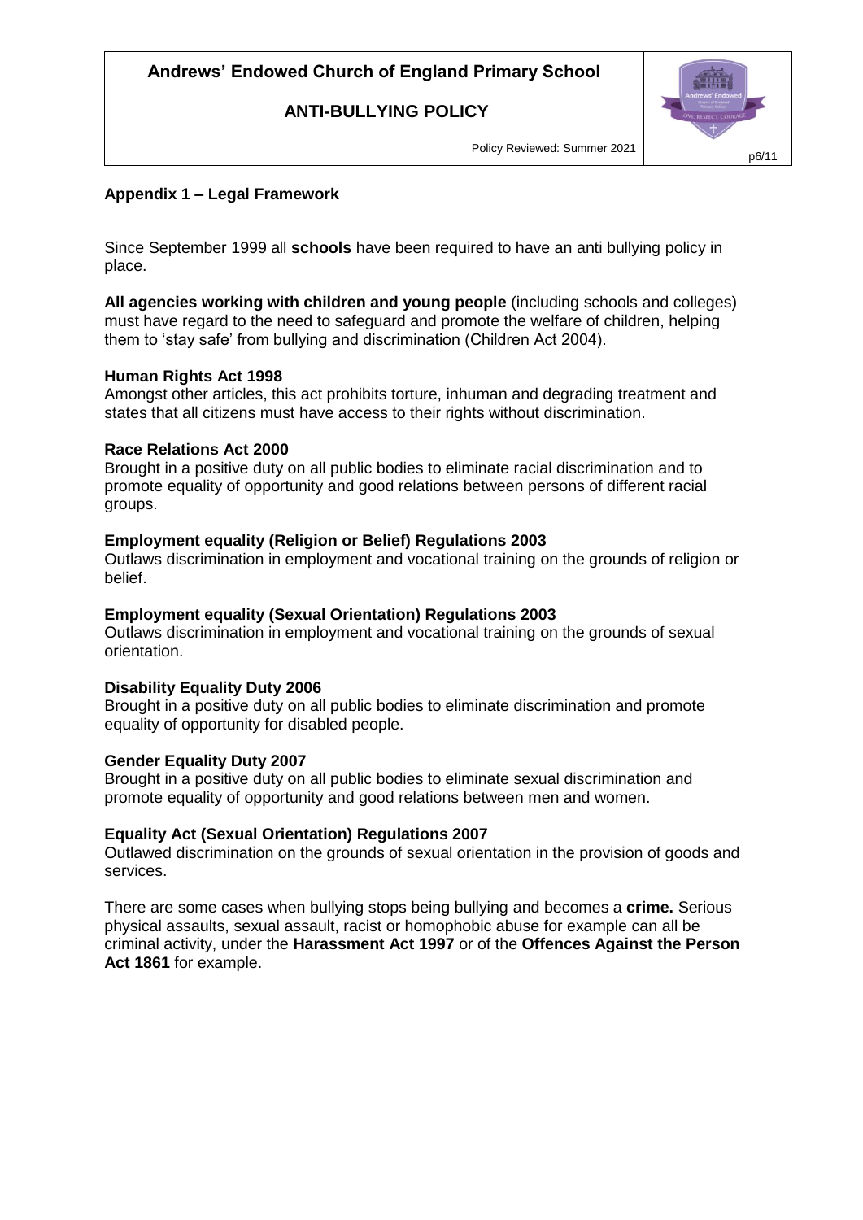## Appendix 1 – Legal Framework

Since September 1999 all **schools** have been required to have an anti bullying policy in place.

**All agencies working with children and young people** (including schools and colleges) must have regard to the need to safeguard and promote the welfare of children, helping them to 'stay safe' from bullying and discrimination (Children Act 2004).

**Human Rights Act 1998**
Amongst other articles, this act prohibits torture, inhuman and degrading treatment and states that all citizens must have access to their rights without discrimination.

**Race Relations Act 2000**
Brought in a positive duty on all public bodies to eliminate racial discrimination and to promote equality of opportunity and good relations between persons of different racial groups.

**Employment equality (Religion or Belief) Regulations 2003**
Outlaws discrimination in employment and vocational training on the grounds of religion or belief.

**Employment equality (Sexual Orientation) Regulations 2003**
Outlaws discrimination in employment and vocational training on the grounds of sexual orientation.

**Disability Equality Duty 2006**
Brought in a positive duty on all public bodies to eliminate discrimination and promote equality of opportunity for disabled people.

**Gender Equality Duty 2007**
Brought in a positive duty on all public bodies to eliminate sexual discrimination and promote equality of opportunity and good relations between men and women.

**Equality Act (Sexual Orientation) Regulations 2007**
Outlawed discrimination on the grounds of sexual orientation in the provision of goods and services.

There are some cases when bullying stops being bullying and becomes a **crime.** Serious physical assaults, sexual assault, racist or homophobic abuse for example can all be criminal activity, under the **Harassment Act 1997** or of the **Offences Against the Person Act 1861** for example.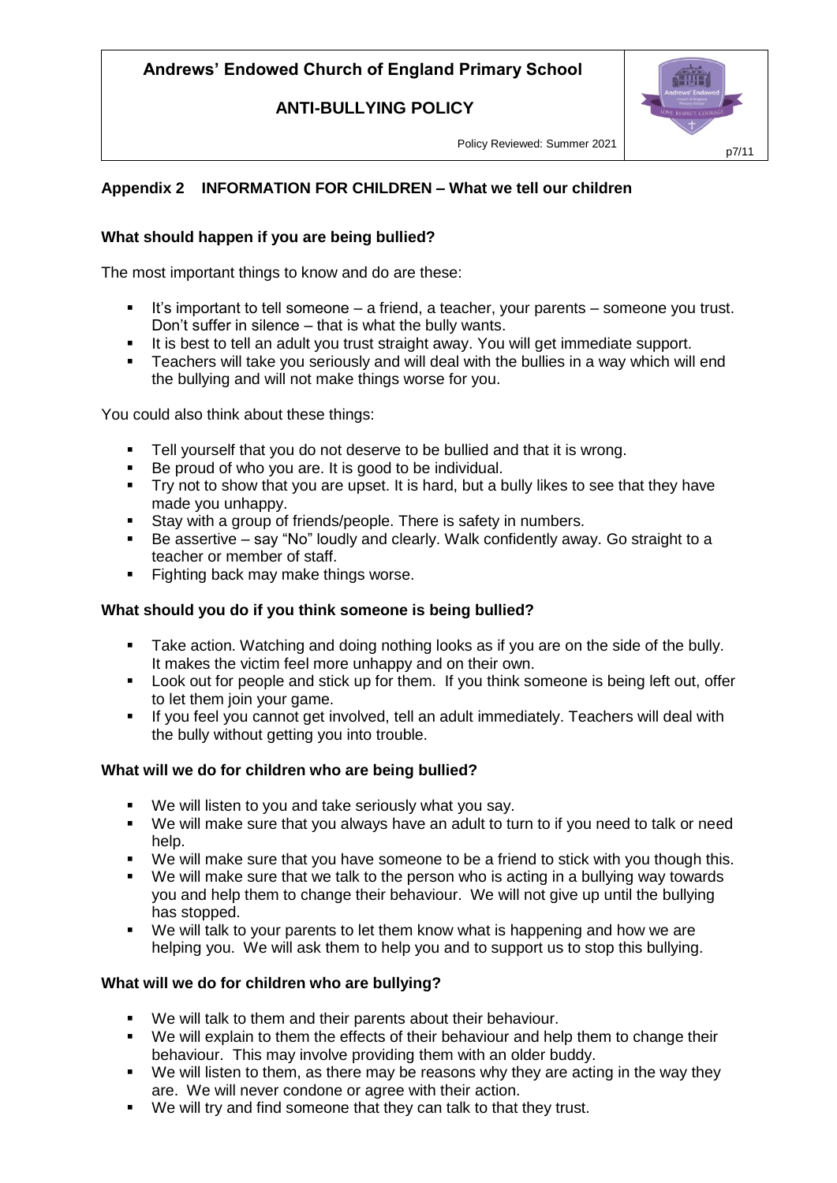## Appendix 2 INFORMATION FOR CHILDREN – What we tell our children

### What should happen if you are being bullied?

The most important things to know and do are these:

- It's important to tell someone – a friend, a teacher, your parents – someone you trust. Don't suffer in silence – that is what the bully wants.
- It is best to tell an adult you trust straight away. You will get immediate support.
- Teachers will take you seriously and will deal with the bullies in a way which will end the bullying and will not make things worse for you.

You could also think about these things:

- Tell yourself that you do not deserve to be bullied and that it is wrong.
- Be proud of who you are. It is good to be individual.
- Try not to show that you are upset. It is hard, but a bully likes to see that they have made you unhappy.
- Stay with a group of friends/people. There is safety in numbers.
- Be assertive – say "No" loudly and clearly. Walk confidently away. Go straight to a teacher or member of staff.
- Fighting back may make things worse.

### What should you do if you think someone is being bullied?

- Take action. Watching and doing nothing looks as if you are on the side of the bully. It makes the victim feel more unhappy and on their own.
- Look out for people and stick up for them. If you think someone is being left out, offer to let them join your game.
- If you feel you cannot get involved, tell an adult immediately. Teachers will deal with the bully without getting you into trouble.

### What will we do for children who are being bullied?

- We will listen to you and take seriously what you say.
- We will make sure that you always have an adult to turn to if you need to talk or need help.
- We will make sure that you have someone to be a friend to stick with you though this.
- We will make sure that we talk to the person who is acting in a bullying way towards you and help them to change their behaviour. We will not give up until the bullying has stopped.
- We will talk to your parents to let them know what is happening and how we are helping you. We will ask them to help you and to support us to stop this bullying.

### What will we do for children who are bullying?

- We will talk to them and their parents about their behaviour.
- We will explain to them the effects of their behaviour and help them to change their behaviour. This may involve providing them with an older buddy.
- We will listen to them, as there may be reasons why they are acting in the way they are. We will never condone or agree with their action.
- We will try and find someone that they can talk to that they trust.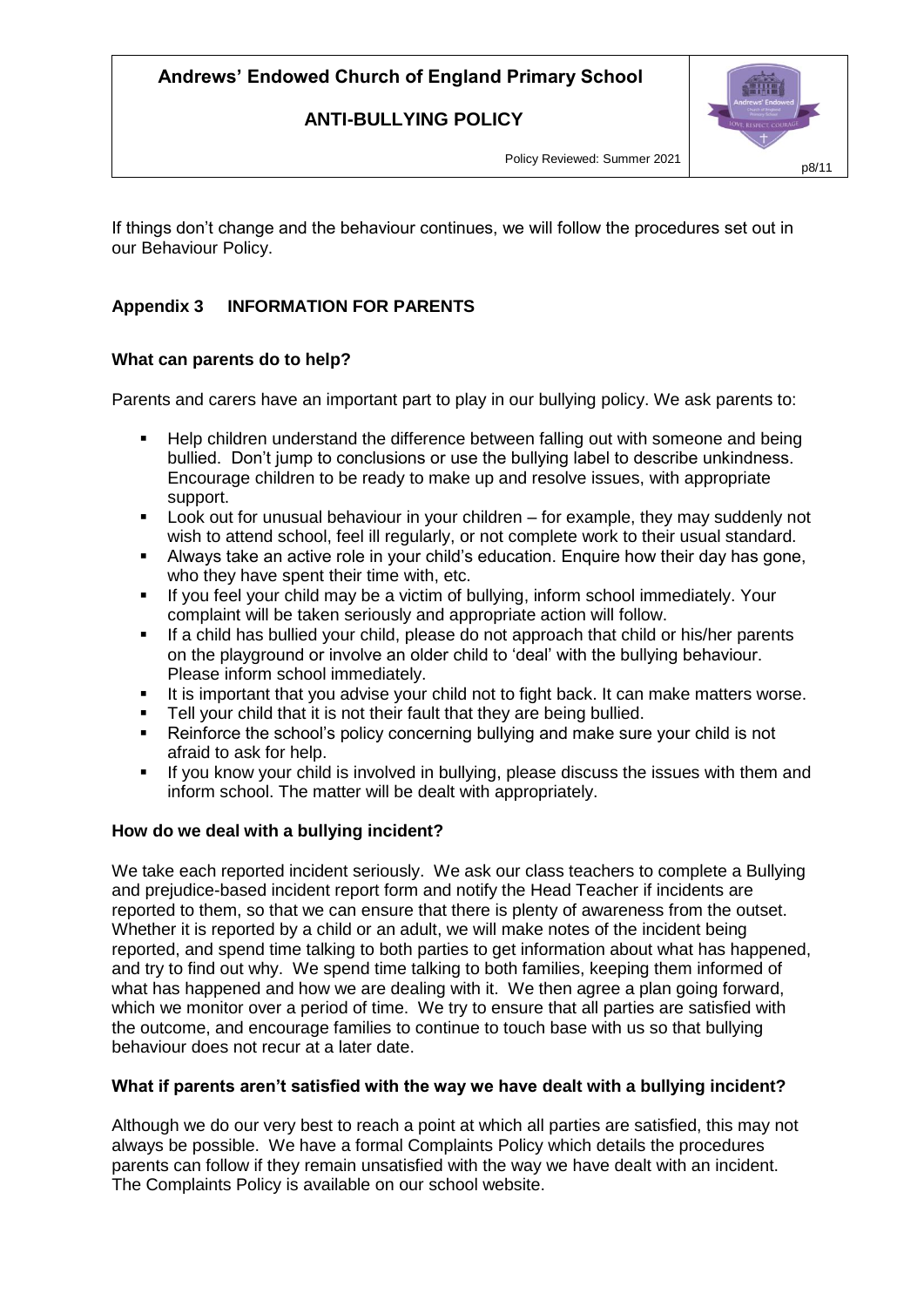If things don't change and the behaviour continues, we will follow the procedures set out in our Behaviour Policy.

## Appendix 3 INFORMATION FOR PARENTS

### What can parents do to help?

Parents and carers have an important part to play in our bullying policy. We ask parents to:

- Help children understand the difference between falling out with someone and being bullied. Don't jump to conclusions or use the bullying label to describe unkindness. Encourage children to be ready to make up and resolve issues, with appropriate support.
- Look out for unusual behaviour in your children – for example, they may suddenly not wish to attend school, feel ill regularly, or not complete work to their usual standard.
- Always take an active role in your child's education. Enquire how their day has gone, who they have spent their time with, etc.
- If you feel your child may be a victim of bullying, inform school immediately. Your complaint will be taken seriously and appropriate action will follow.
- If a child has bullied your child, please do not approach that child or his/her parents on the playground or involve an older child to 'deal' with the bullying behaviour. Please inform school immediately.
- It is important that you advise your child not to fight back. It can make matters worse.
- Tell your child that it is not their fault that they are being bullied.
- Reinforce the school's policy concerning bullying and make sure your child is not afraid to ask for help.
- If you know your child is involved in bullying, please discuss the issues with them and inform school. The matter will be dealt with appropriately.

### How do we deal with a bullying incident?

We take each reported incident seriously. We ask our class teachers to complete a Bullying and prejudice-based incident report form and notify the Head Teacher if incidents are reported to them, so that we can ensure that there is plenty of awareness from the outset. Whether it is reported by a child or an adult, we will make notes of the incident being reported, and spend time talking to both parties to get information about what has happened, and try to find out why. We spend time talking to both families, keeping them informed of what has happened and how we are dealing with it. We then agree a plan going forward, which we monitor over a period of time. We try to ensure that all parties are satisfied with the outcome, and encourage families to continue to touch base with us so that bullying behaviour does not recur at a later date.

### What if parents aren't satisfied with the way we have dealt with a bullying incident?

Although we do our very best to reach a point at which all parties are satisfied, this may not always be possible. We have a formal Complaints Policy which details the procedures parents can follow if they remain unsatisfied with the way we have dealt with an incident. The Complaints Policy is available on our school website.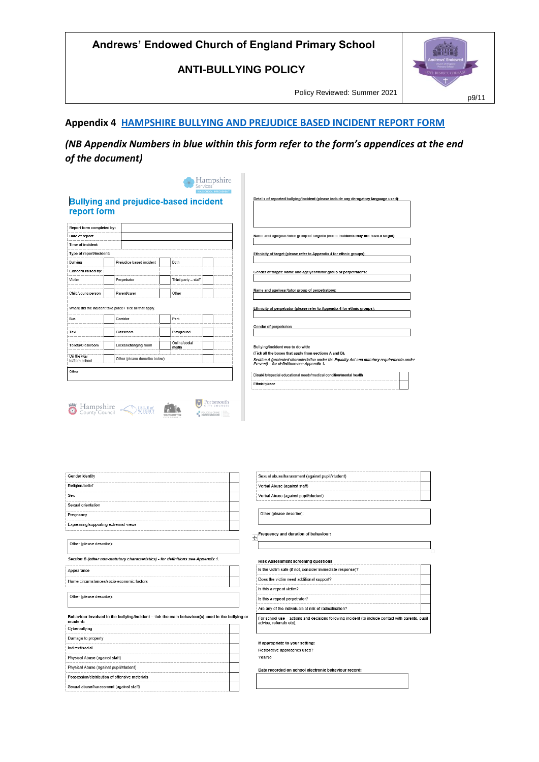## Appendix 4 HAMPSHIRE BULLYING AND PREJUDICE BASED INCIDENT REPORT FORM

*(NB Appendix Numbers in blue within this form refer to the form's appendices at the end of the document)*

### Bullying and prejudice-based incident report form

| Report form completed by: | | | | | |
|---|---|---|---|---|---|
| Date of report: | | | | | |
| Time of incident: | | | | | |
| **Type of report/incident:** | | | | | |
| Bullying | | Prejudice-based incident | | Both | |
| **Concern raised by:** | | | | | |
| Victim | | Perpetrator | | Third party – staff | |
| Child/young person | | Parent/carer | | Other | |
| Where did the incident take place? Tick all that apply. | | | | | |
| Bus | | Corridor | | Park | |
| Taxi | | Classroom | | Playground | |
| Toilets/Cloakroom | | Locker/changing room | | Online/social media | |
| On the way to/from school | | Other (please describe below) | | | |
| Other | | | | | |

Details of reported bullying/incident (please include any derogatory language used):

Name and age/year/tutor group of target/s (some incidents may not have a target):

Ethnicity of target (please refer to Appendix 4 for ethnic groups):

Gender of target: Name and age/year/tutor group of perpetrator/s:

Name and age/year/tutor group of perpetrator/s:

Ethnicity of perpetrator (please refer to Appendix 4 for ethnic groups):

Gender of perpetrator:

**Bullying/incident was to do with:**

(Tick all the boxes that apply from sections A and B).

*Section A (protected characteristics under the Equality Act and statutory requirements under Prevent) – for definitions see Appendix 1.*

| | |
|---|---|
| Disability/special educational needs/medical condition/mental health | |
| Ethnicity/race | |
| Gender identity | |
| Religion/belief | |
| Sex | |
| Sexual orientation | |
| Pregnancy | |
| Expressing/supporting extremist views | |

Other (please describe):

*Section B (other non-statutory characteristics) - for definitions see Appendix 1.*

| | |
|---|---|
| Appearance | |
| Home circumstances/socio-economic factors | |

Other (please describe):

**Behaviour involved in the bullying/incident – tick the main behaviour(s) used in the bullying or incident:**

| | |
|---|---|
| Cyberbullying | |
| Damage to property | |
| Indirect/social | |
| Physical Abuse (against staff) | |
| Physical Abuse (against pupil/student) | |
| Possession/distribution of offensive materials | |
| Sexual abuse/harassment (against staff) | |
| Sexual abuse/harassment (against pupil/student) | |
| Verbal Abuse (against staff) | |
| Verbal Abuse (against pupil/student) | |

Other (please describe):

**Frequency and duration of behaviour:**

**Risk Assessment screening questions**

| | |
|---|---|
| Is the victim safe (if not, consider immediate response)? | |
| Does the victim need additional support? | |
| Is this a repeat victim? | |
| Is this a repeat perpetrator? | |
| Are any of the individuals at risk of radicalisation? | |

For school use – actions and decisions following incident (to include contact with parents, pupil advice, referrals etc).

**If appropriate to your setting:**

Restorative approaches used?

Yes/No

**Date recorded on school electronic behaviour record:**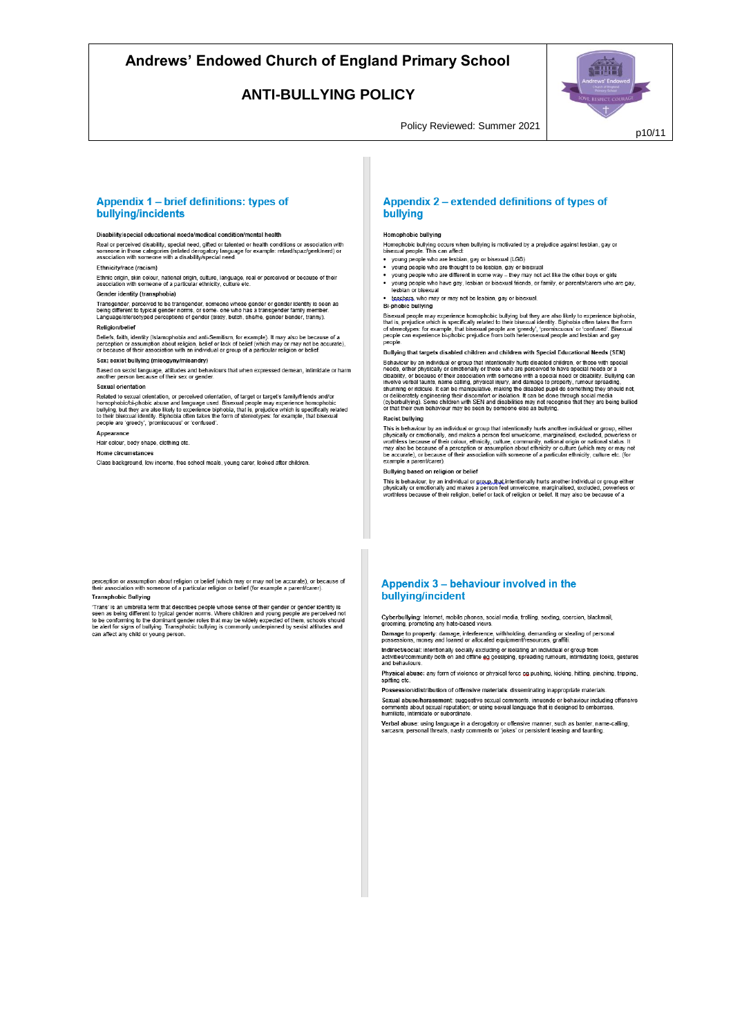## Appendix 1 – brief definitions: types of bullying/incidents

**Disability/special educational needs/medical condition/mental health**

Real or perceived disability, special need, gifted or talented or health conditions or association with someone in those categories (related derogatory language for example: retard/spaz/geek/nerd) or association with someone with a disability/special need.

**Ethnicity/race (racism)**

Ethnic origin, skin colour, national origin, culture, language, real or perceived or because of their association with someone of a particular ethnicity, culture etc.

**Gender identity (transphobia)**

Transgender, perceived to be transgender, someone whose gender or gender identity is seen as being different to typical gender norms, or some- one who has a transgender family member. Language/stereotyped perceptions of gender (sissy, butch, she/he, gender bender, tranny).

**Religion/belief**

Beliefs, faith, identity (Islamophobia and anti-Semitism, for example). It may also be because of a perception or assumption about religion, belief or lack of belief (which may or may not be accurate), or because of their association with an individual or group of a particular religion or belief.

**Sex; sexist bullying (misogyny/misandry)**

Based on sexist language, attitudes and behaviours that when expressed demean, intimidate or harm another person because of their sex or gender.

**Sexual orientation**

Related to sexual orientation, or perceived orientation, of target or target's family/friends and/or homophobic/bi-phobic abuse and language used. Bisexual people may experience homophobic bullying, but they are also likely to experience biphobia, that is, prejudice which is specifically related to their bisexual identity. Biphobia often takes the form of stereotypes: for example, that bisexual people are 'greedy', 'promiscuous' or 'confused'.

**Appearance**

Hair colour, body shape, clothing etc.

**Home circumstances**

Class background, low income, free school meals, young carer, looked after children.

## Appendix 2 – extended definitions of types of bullying

**Homophobic bullying**

Homophobic bullying occurs when bullying is motivated by a prejudice against lesbian, gay or bisexual people. This can affect:

- young people who are lesbian, gay or bisexual (LGB)
- young people who are thought to be lesbian, gay or bisexual
- young people who are different in some way – they may not act like the other boys or girls
- young people who have gay, lesbian or bisexual friends, or family, or parents/carers who are gay, lesbian or bisexual
- teachers, who may or may not be lesbian, gay or bisexual.

**Bi-phobic bullying**

Bisexual people may experience homophobic bullying but they are also likely to experience biphobia, that is, prejudice which is specifically related to their bisexual identity. Biphobia often takes the form of stereotypes: for example, that bisexual people are 'greedy', 'promiscuous' or 'confused'. Bisexual people can experience bi-phobic prejudice from both heterosexual people and lesbian and gay people.

**Bullying that targets disabled children and children with Special Educational Needs (SEN)**

Behaviour by an individual or group that intentionally hurts disabled children, or those with special needs, either physically or emotionally or those who are perceived to have special needs or a disability, or because of their association with someone with a special need or disability. Bullying can involve verbal taunts, name calling, physical injury, and damage to property, rumour spreading, shunning or ridicule. It can be manipulative, making the disabled pupil do something they should not, or deliberately engineering their discomfort or isolation. It can be done through social media (cyberbullying). Some children with SEN and disabilities may not recognise that they are being bullied or that their own behaviour may be seen by someone else as bullying.

**Racist bullying**

This is behaviour by an individual or group that intentionally hurts another individual or group, either physically or emotionally, and makes a person feel unwelcome, marginalised, excluded, powerless or worthless because of their colour, ethnicity, culture, community, national origin or national status. It may also be because of a perception or assumption about ethnicity or culture (which may or may not be accurate), or because of their association with someone of a particular ethnicity, culture etc. (for example a parent/carer).

**Bullying based on religion or belief**

This is behaviour, by an individual or group, that intentionally hurts another individual or group either physically or emotionally and makes a person feel unwelcome, marginalised, excluded, powerless or worthless because of their religion, belief or lack of religion or belief. It may also be because of a perception or assumption about religion or belief (which may or may not be accurate), or because of their association with someone of a particular religion or belief (for example a parent/carer).

**Transphobic Bullying**

'Trans' is an umbrella term that describes people whose sense of their gender or gender identity is seen as being different to typical gender norms. Where children and young people are perceived not to be conforming to the dominant gender roles that may be widely expected of them, schools should be alert for signs of bullying. Transphobic bullying is commonly underpinned by sexist attitudes and can affect any child or young person.

## Appendix 3 – behaviour involved in the bullying/incident

**Cyberbullying:** Internet, mobile phones, social media, trolling, sexting, coercion, blackmail, grooming, promoting any hate-based views.

**Damage to property:** damage, interference, withholding, demanding or stealing of personal possessions, money and loaned or allocated equipment/resources, graffiti.

**Indirect/social:** intentionally socially excluding or isolating an individual or group from activities/community both on and offline eg gossiping, spreading rumours, intimidating looks, gestures and behaviours.

**Physical abuse:** any form of violence or physical force eg pushing, kicking, hitting, pinching, tripping, spitting etc.

**Possession/distribution of offensive materials:** disseminating inappropriate materials.

**Sexual abuse/harassment:** suggestive sexual comments, innuendo or behaviour including offensive comments about sexual reputation; or using sexual language that is designed to embarrass, humiliate, intimidate or subordinate.

**Verbal abuse:** using language in a derogatory or offensive manner, such as banter, name-calling, sarcasm, personal threats, nasty comments or 'jokes' or persistent teasing and taunting.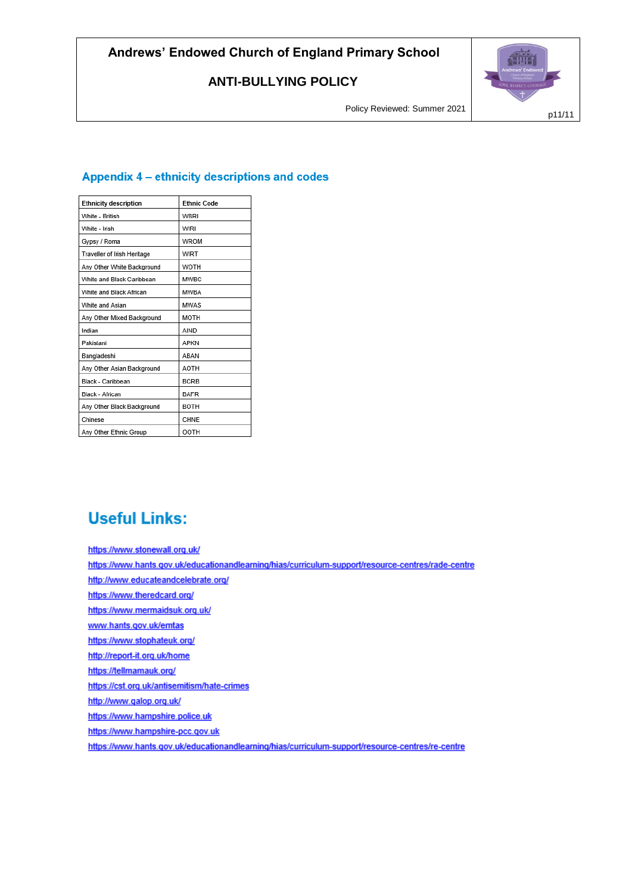## Appendix 4 – ethnicity descriptions and codes

| Ethnicity description | Ethnic Code |
|---|---|
| White - British | WBRI |
| White - Irish | WIRI |
| Gypsy / Roma | WROM |
| Traveller of Irish Heritage | WIRT |
| Any Other White Background | WOTH |
| White and Black Caribbean | MWBC |
| White and Black African | MWBA |
| White and Asian | MWAS |
| Any Other Mixed Background | MOTH |
| Indian | AIND |
| Pakistani | APKN |
| Bangladeshi | ABAN |
| Any Other Asian Background | AOTH |
| Black - Caribbean | BCRB |
| Black - African | BAFR |
| Any Other Black Background | BOTH |
| Chinese | CHNE |
| Any Other Ethnic Group | OOTH |

# Useful Links:

https://www.stonewall.org.uk/
https://www.hants.gov.uk/educationandlearning/hias/curriculum-support/resource-centres/rade-centre
http://www.educateandcelebrate.org/
https://www.theredcard.org/
https://www.mermaidsuk.org.uk/
www.hants.gov.uk/emtas
https://www.stophateuk.org/
http://report-it.org.uk/home
https://tellmamauk.org/
https://cst.org.uk/antisemitism/hate-crimes
http://www.galop.org.uk/
https://www.hampshire.police.uk
https://www.hampshire-pcc.gov.uk
https://www.hants.gov.uk/educationandlearning/hias/curriculum-support/resource-centres/re-centre